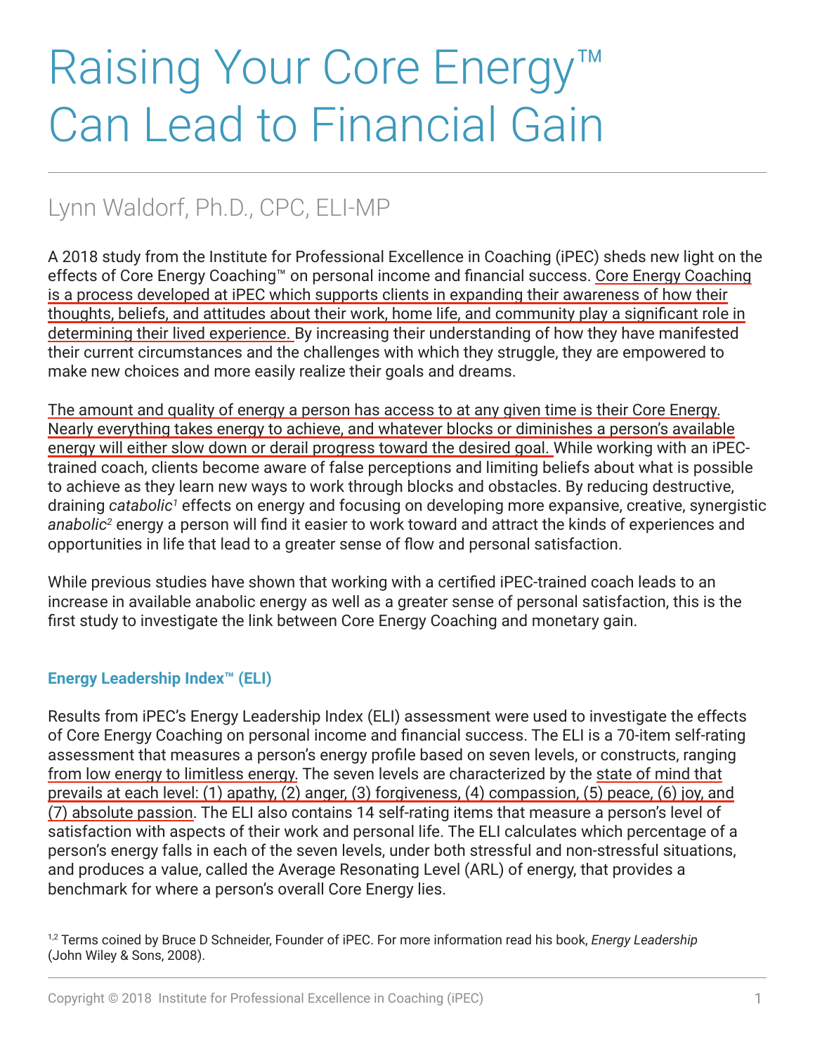# Raising Your Core Energy™ Can Lead to Financial Gain

## Lynn Waldorf, Ph.D., CPC, ELI-MP

A 2018 study from the Institute for Professional Excellence in Coaching (iPEC) sheds new light on the effects of Core Energy Coaching™ on personal income and financial success. Core Energy Coaching is a process developed at iPEC which supports clients in expanding their awareness of how their thoughts, beliefs, and attitudes about their work, home life, and community play a significant role in determining their lived experience. By increasing their understanding of how they have manifested their current circumstances and the challenges with which they struggle, they are empowered to make new choices and more easily realize their goals and dreams.

The amount and quality of energy a person has access to at any given time is their Core Energy. Nearly everything takes energy to achieve, and whatever blocks or diminishes a person's available energy will either slow down or derail progress toward the desired goal. While working with an iPEC-trained coach, clients become aware of false perceptions and limiting beliefs about what is possible to achieve as they learn new ways to work through blocks and obstacles. By reducing destructive, draining *catabolic*[1] effects on energy and focusing on developing more expansive, creative, synergistic *anabolic*[2] energy a person will find it easier to work toward and attract the kinds of experiences and opportunities in life that lead to a greater sense of flow and personal satisfaction.

While previous studies have shown that working with a certified iPEC-trained coach leads to an increase in available anabolic energy as well as a greater sense of personal satisfaction, this is the first study to investigate the link between Core Energy Coaching and monetary gain.

### Energy Leadership Index™ (ELI)

Results from iPEC's Energy Leadership Index (ELI) assessment were used to investigate the effects of Core Energy Coaching on personal income and financial success. The ELI is a 70-item self-rating assessment that measures a person's energy profile based on seven levels, or constructs, ranging from low energy to limitless energy. The seven levels are characterized by the state of mind that prevails at each level: (1) apathy, (2) anger, (3) forgiveness, (4) compassion, (5) peace, (6) joy, and (7) absolute passion. The ELI also contains 14 self-rating items that measure a person's level of satisfaction with aspects of their work and personal life. The ELI calculates which percentage of a person's energy falls in each of the seven levels, under both stressful and non-stressful situations, and produces a value, called the Average Resonating Level (ARL) of energy, that provides a benchmark for where a person's overall Core Energy lies.

[1,2] Terms coined by Bruce D Schneider, Founder of iPEC. For more information read his book, *Energy Leadership* (John Wiley & Sons, 2008).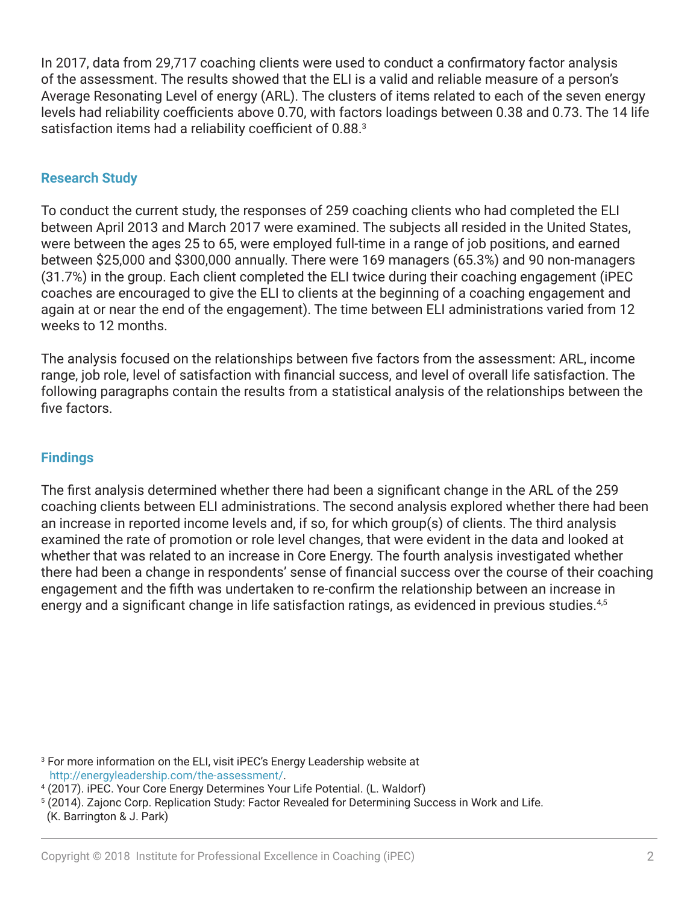In 2017, data from 29,717 coaching clients were used to conduct a confirmatory factor analysis of the assessment. The results showed that the ELI is a valid and reliable measure of a person's Average Resonating Level of energy (ARL). The clusters of items related to each of the seven energy levels had reliability coefficients above 0.70, with factors loadings between 0.38 and 0.73. The 14 life satisfaction items had a reliability coefficient of 0.88.[3]

## Research Study

To conduct the current study, the responses of 259 coaching clients who had completed the ELI between April 2013 and March 2017 were examined. The subjects all resided in the United States, were between the ages 25 to 65, were employed full-time in a range of job positions, and earned between $25,000 and $300,000 annually. There were 169 managers (65.3%) and 90 non-managers (31.7%) in the group. Each client completed the ELI twice during their coaching engagement (iPEC coaches are encouraged to give the ELI to clients at the beginning of a coaching engagement and again at or near the end of the engagement). The time between ELI administrations varied from 12 weeks to 12 months.

The analysis focused on the relationships between five factors from the assessment: ARL, income range, job role, level of satisfaction with financial success, and level of overall life satisfaction. The following paragraphs contain the results from a statistical analysis of the relationships between the five factors.

## Findings

The first analysis determined whether there had been a significant change in the ARL of the 259 coaching clients between ELI administrations. The second analysis explored whether there had been an increase in reported income levels and, if so, for which group(s) of clients. The third analysis examined the rate of promotion or role level changes, that were evident in the data and looked at whether that was related to an increase in Core Energy. The fourth analysis investigated whether there had been a change in respondents' sense of financial success over the course of their coaching engagement and the fifth was undertaken to re-confirm the relationship between an increase in energy and a significant change in life satisfaction ratings, as evidenced in previous studies.[4,5]

[3] For more information on the ELI, visit iPEC's Energy Leadership website at http://energyleadership.com/the-assessment/.

[4] (2017). iPEC. Your Core Energy Determines Your Life Potential. (L. Waldorf)

[5] (2014). Zajonc Corp. Replication Study: Factor Revealed for Determining Success in Work and Life. (K. Barrington & J. Park)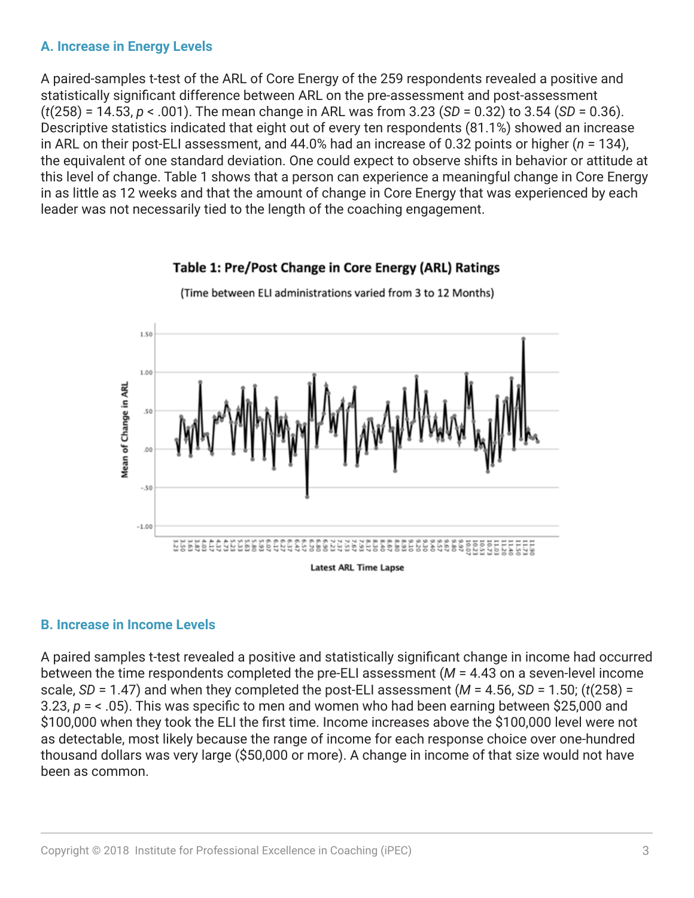### A. Increase in Energy Levels

A paired-samples t-test of the ARL of Core Energy of the 259 respondents revealed a positive and statistically significant difference between ARL on the pre-assessment and post-assessment ($t(258) = 14.53$, $p < .001$). The mean change in ARL was from 3.23 ($SD = 0.32$) to 3.54 ($SD = 0.36$). Descriptive statistics indicated that eight out of every ten respondents (81.1%) showed an increase in ARL on their post-ELI assessment, and 44.0% had an increase of 0.32 points or higher ($n = 134$), the equivalent of one standard deviation. One could expect to observe shifts in behavior or attitude at this level of change. Table 1 shows that a person can experience a meaningful change in Core Energy in as little as 12 weeks and that the amount of change in Core Energy that was experienced by each leader was not necessarily tied to the length of the coaching engagement.

**Table 1: Pre/Post Change in Core Energy (ARL) Ratings**

(Time between ELI administrations varied from 3 to 12 Months)

### B. Increase in Income Levels

A paired samples t-test revealed a positive and statistically significant change in income had occurred between the time respondents completed the pre-ELI assessment ($M = 4.43$ on a seven-level income scale, $SD = 1.47$) and when they completed the post-ELI assessment ($M = 4.56$, $SD = 1.50$; ($t(258) = 3.23$, $p = < .05$). This was specific to men and women who had been earning between $25,000 and $100,000 when they took the ELI the first time. Income increases above the $100,000 level were not as detectable, most likely because the range of income for each response choice over one-hundred thousand dollars was very large ($50,000 or more). A change in income of that size would not have been as common.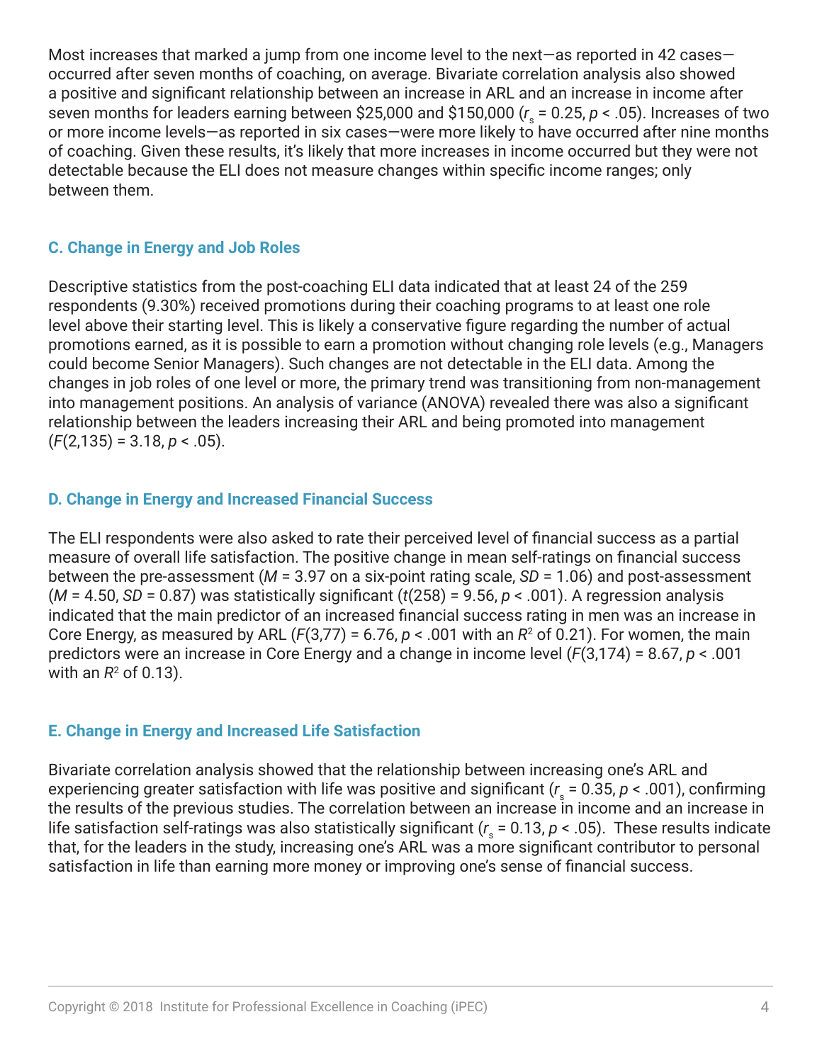Most increases that marked a jump from one income level to the next—as reported in 42 cases—occurred after seven months of coaching, on average. Bivariate correlation analysis also showed a positive and significant relationship between an increase in ARL and an increase in income after seven months for leaders earning between $25,000 and $150,000 ($r_s = 0.25$, $p < .05$). Increases of two or more income levels—as reported in six cases—were more likely to have occurred after nine months of coaching. Given these results, it's likely that more increases in income occurred but they were not detectable because the ELI does not measure changes within specific income ranges; only between them.

### C. Change in Energy and Job Roles

Descriptive statistics from the post-coaching ELI data indicated that at least 24 of the 259 respondents (9.30%) received promotions during their coaching programs to at least one role level above their starting level. This is likely a conservative figure regarding the number of actual promotions earned, as it is possible to earn a promotion without changing role levels (e.g., Managers could become Senior Managers). Such changes are not detectable in the ELI data. Among the changes in job roles of one level or more, the primary trend was transitioning from non-management into management positions. An analysis of variance (ANOVA) revealed there was also a significant relationship between the leaders increasing their ARL and being promoted into management ($F(2,135) = 3.18$, $p < .05$).

### D. Change in Energy and Increased Financial Success

The ELI respondents were also asked to rate their perceived level of financial success as a partial measure of overall life satisfaction. The positive change in mean self-ratings on financial success between the pre-assessment ($M = 3.97$ on a six-point rating scale, $SD = 1.06$) and post-assessment ($M = 4.50$, $SD = 0.87$) was statistically significant ($t(258) = 9.56$, $p < .001$). A regression analysis indicated that the main predictor of an increased financial success rating in men was an increase in Core Energy, as measured by ARL ($F(3,77) = 6.76$, $p < .001$ with an $R^2$ of 0.21). For women, the main predictors were an increase in Core Energy and a change in income level ($F(3,174) = 8.67$, $p < .001$ with an $R^2$ of 0.13).

### E. Change in Energy and Increased Life Satisfaction

Bivariate correlation analysis showed that the relationship between increasing one's ARL and experiencing greater satisfaction with life was positive and significant ($r_s = 0.35$, $p < .001$), confirming the results of the previous studies. The correlation between an increase in income and an increase in life satisfaction self-ratings was also statistically significant ($r_s = 0.13$, $p < .05$). These results indicate that, for the leaders in the study, increasing one's ARL was a more significant contributor to personal satisfaction in life than earning more money or improving one's sense of financial success.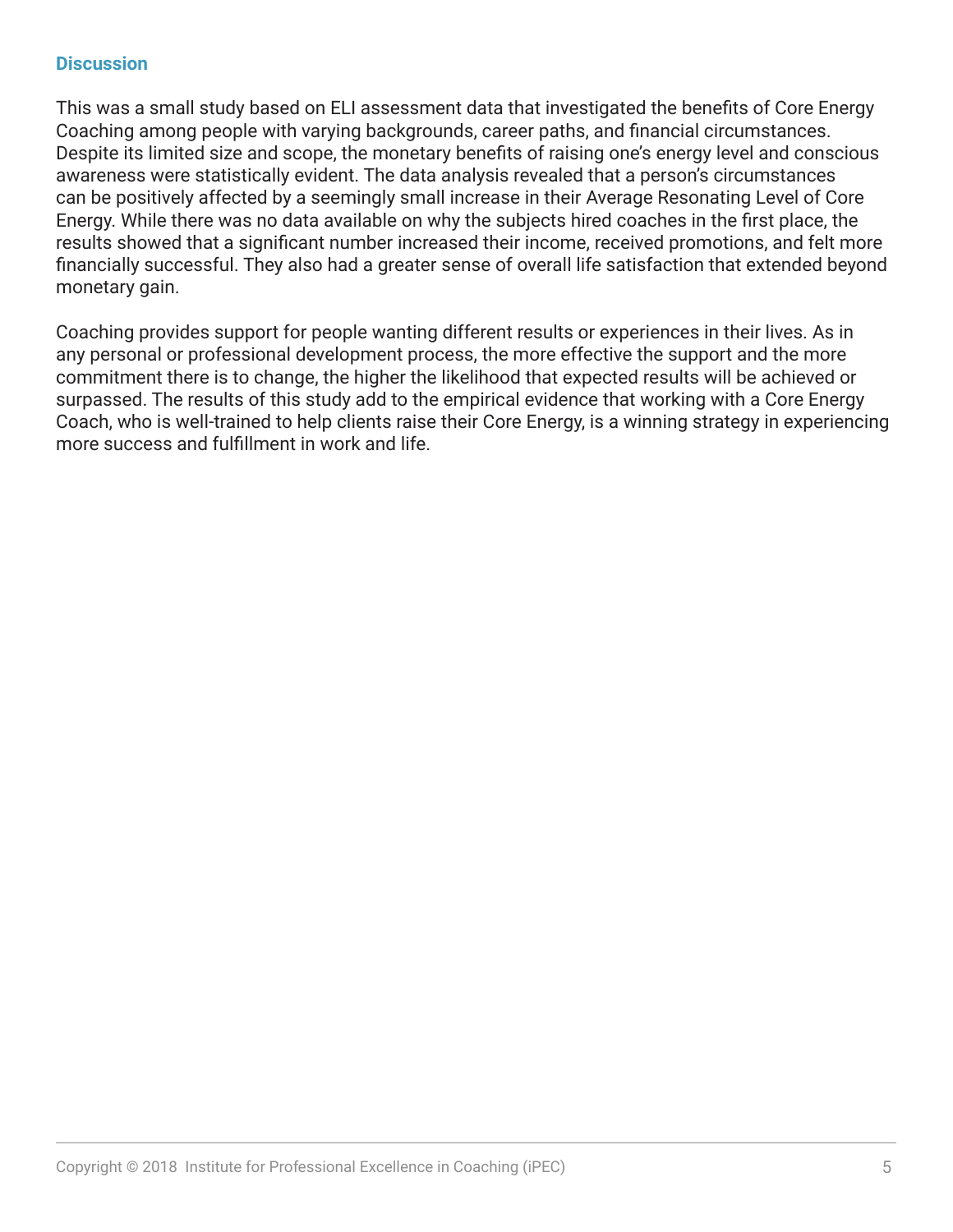## Discussion

This was a small study based on ELI assessment data that investigated the benefits of Core Energy Coaching among people with varying backgrounds, career paths, and financial circumstances. Despite its limited size and scope, the monetary benefits of raising one's energy level and conscious awareness were statistically evident. The data analysis revealed that a person's circumstances can be positively affected by a seemingly small increase in their Average Resonating Level of Core Energy. While there was no data available on why the subjects hired coaches in the first place, the results showed that a significant number increased their income, received promotions, and felt more financially successful. They also had a greater sense of overall life satisfaction that extended beyond monetary gain.

Coaching provides support for people wanting different results or experiences in their lives. As in any personal or professional development process, the more effective the support and the more commitment there is to change, the higher the likelihood that expected results will be achieved or surpassed. The results of this study add to the empirical evidence that working with a Core Energy Coach, who is well-trained to help clients raise their Core Energy, is a winning strategy in experiencing more success and fulfillment in work and life.